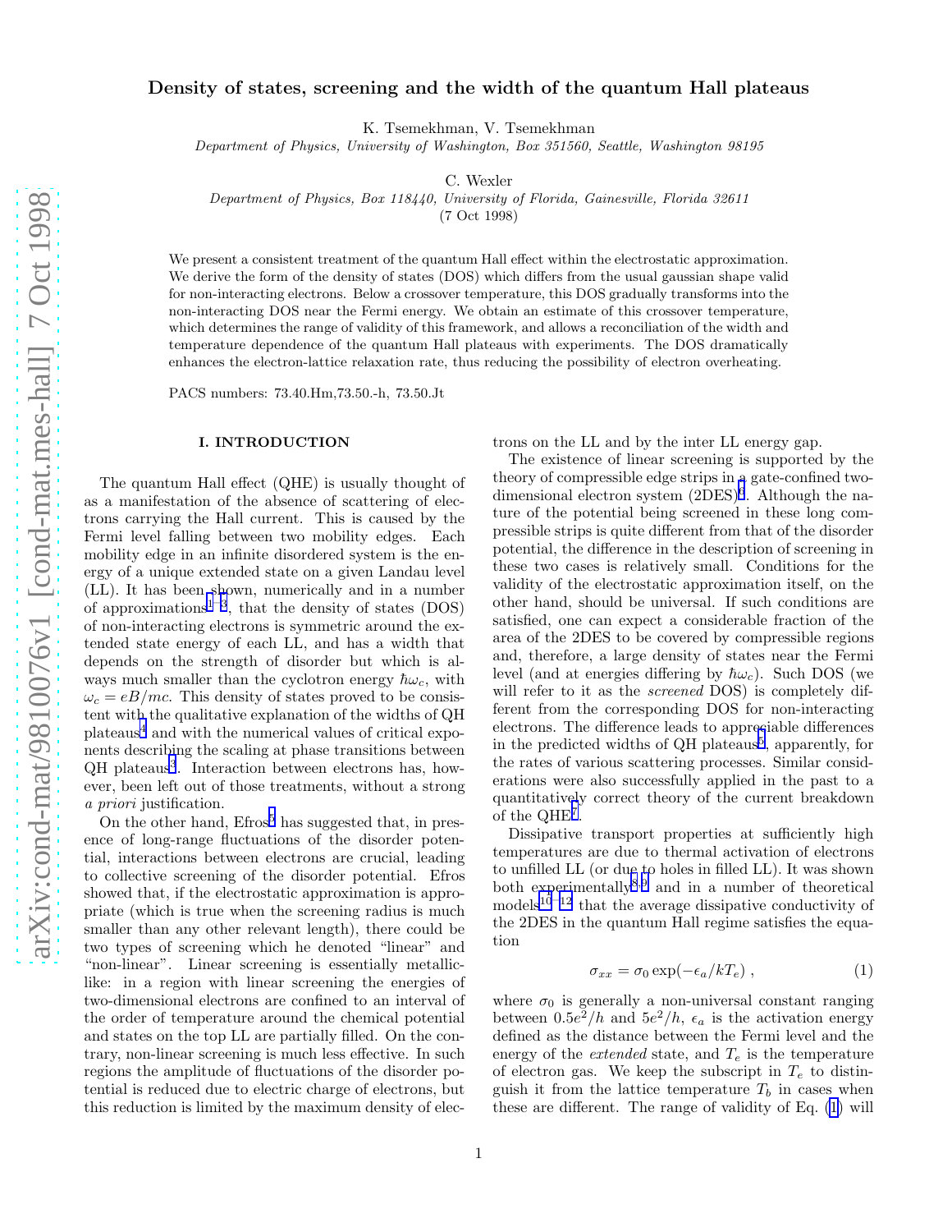# Density of states, screening and the width of the quantum Hall plateaus

K. Tsemekhman, V. Tsemekhman

*Department of Physics, University of Washington, Box 351560, Seattle, Washington 98195*

C. Wexler

*Department of Physics, Box 118440, University of Florida, Gainesville, Florida 32611*

(7 Oct 1998)

We present a consistent treatment of the quantum Hall effect within the electrostatic approximation. We derive the form of the density of states (DOS) which differs from the usual gaussian shape valid for non-interacting electrons. Below a crossover temperature, this DOS gradually transforms into the non-interacting DOS near the Fermi energy. We obtain an estimate of this crossover temperature, which determines the range of validity of this framework, and allows a reconciliation of the width and temperature dependence of the quantum Hall plateaus with experiments. The DOS dramatically enhances the electron-lattice relaxation rate, thus reducing the possibility of electron overheating.

PACS numbers: 73.40.Hm,73.50.-h, 73.50.Jt

## I. INTRODUCTION

The quantum Hall effect (QHE) is usually thought of as a manifestation of the absence of scattering of electrons carrying the Hall current. This is caused by the Fermi level falling between two mobility edges. Each mobility edge in an infinite disordered system is the energy of a unique extended state on a given Landau level (LL). It has been shown, numerically and in a number of approximations[1–3], that the density of states (DOS) of non-interacting electrons is symmetric around the extended state energy of each LL, and has a width that depends on the strength of disorder but which is always much smaller than the cyclotron energy $\hbar\omega_c$, with $\omega_c = eB/mc$. This density of states proved to be consistent with the qualitative explanation of the widths of QH plateaus[4] and with the numerical values of critical exponents describing the scaling at phase transitions between QH plateaus[3]. Interaction between electrons has, however, been left out of those treatments, without a strong *a priori* justification.

On the other hand, Efros[5] has suggested that, in presence of long-range fluctuations of the disorder potential, interactions between electrons are crucial, leading to collective screening of the disorder potential. Efros showed that, if the electrostatic approximation is appropriate (which is true when the screening radius is much smaller than any other relevant length), there could be two types of screening which he denoted "linear" and "non-linear". Linear screening is essentially metallic-like: in a region with linear screening the energies of two-dimensional electrons are confined to an interval of the order of temperature around the chemical potential and states on the top LL are partially filled. On the contrary, non-linear screening is much less effective. In such regions the amplitude of fluctuations of the disorder potential is reduced due to electric charge of electrons, but this reduction is limited by the maximum density of electrons on the LL and by the inter LL energy gap.

The existence of linear screening is supported by the theory of compressible edge strips in a gate-confined two-dimensional electron system (2DES)[6]. Although the nature of the potential being screened in these long compressible strips is quite different from that of the disorder potential, the difference in the description of screening in these two cases is relatively small. Conditions for the validity of the electrostatic approximation itself, on the other hand, should be universal. If such conditions are satisfied, one can expect a considerable fraction of the area of the 2DES to be covered by compressible regions and, therefore, a large density of states near the Fermi level (and at energies differing by $\hbar\omega_c$). Such DOS (we will refer to it as the *screened* DOS) is completely different from the corresponding DOS for non-interacting electrons. The difference leads to appreciable differences in the predicted widths of QH plateaus[5], apparently, for the rates of various scattering processes. Similar considerations were also successfully applied in the past to a quantitatively correct theory of the current breakdown of the QHE[7].

Dissipative transport properties at sufficiently high temperatures are due to thermal activation of electrons to unfilled LL (or due to holes in filled LL). It was shown both experimentally[8,9] and in a number of theoretical models[10–12] that the average dissipative conductivity of the 2DES in the quantum Hall regime satisfies the equation

$$\sigma_{xx} = \sigma_0 \exp(-\epsilon_a/kT_e) \,, \tag{1}$$

where $\sigma_0$ is generally a non-universal constant ranging between $0.5e^2/h$ and $5e^2/h$, $\epsilon_a$ is the activation energy defined as the distance between the Fermi level and the energy of the *extended* state, and $T_e$ is the temperature of electron gas. We keep the subscript in $T_e$ to distinguish it from the lattice temperature $T_b$ in cases when these are different. The range of validity of Eq. (1) will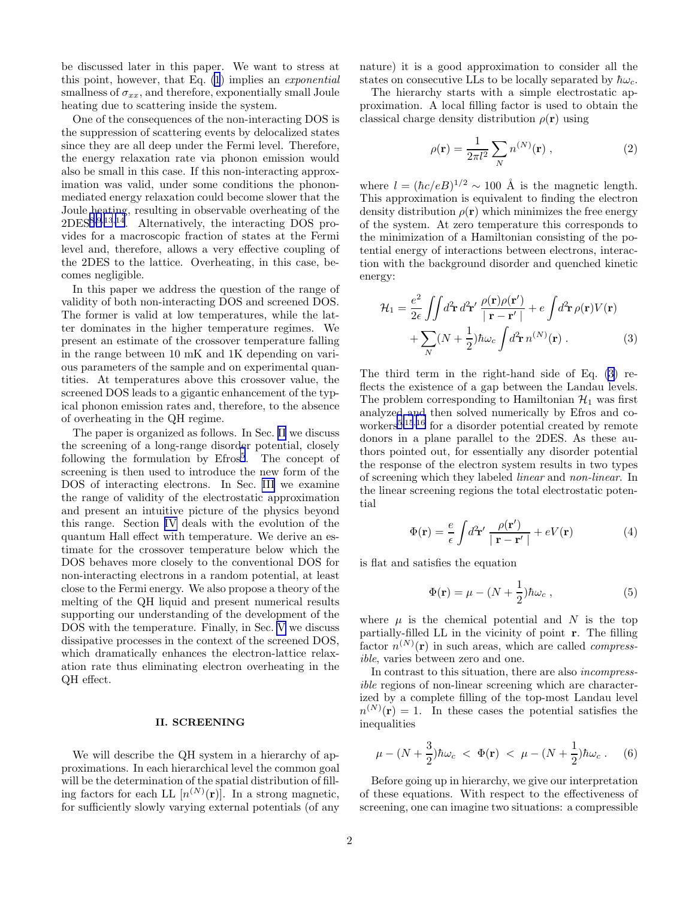be discussed later in this paper. We want to stress at this point, however, that Eq. (1) implies an *exponential* smallness of $\sigma_{xx}$, and therefore, exponentially small Joule heating due to scattering inside the system.

One of the consequences of the non-interacting DOS is the suppression of scattering events by delocalized states since they are all deep under the Fermi level. Therefore, the energy relaxation rate via phonon emission would also be small in this case. If this non-interacting approximation was valid, under some conditions the phonon-mediated energy relaxation could become slower that the Joule heating, resulting in observable overheating of the 2DES[8,9,13,14]. Alternatively, the interacting DOS provides for a macroscopic fraction of states at the Fermi level and, therefore, allows a very effective coupling of the 2DES to the lattice. Overheating, in this case, becomes negligible.

In this paper we address the question of the range of validity of both non-interacting DOS and screened DOS. The former is valid at low temperatures, while the latter dominates in the higher temperature regimes. We present an estimate of the crossover temperature falling in the range between 10 mK and 1K depending on various parameters of the sample and on experimental quantities. At temperatures above this crossover value, the screened DOS leads to a gigantic enhancement of the typical phonon emission rates and, therefore, to the absence of overheating in the QH regime.

The paper is organized as follows. In Sec. II we discuss the screening of a long-range disorder potential, closely following the formulation by Efros[5]. The concept of screening is then used to introduce the new form of the DOS of interacting electrons. In Sec. III we examine the range of validity of the electrostatic approximation and present an intuitive picture of the physics beyond this range. Section IV deals with the evolution of the quantum Hall effect with temperature. We derive an estimate for the crossover temperature below which the DOS behaves more closely to the conventional DOS for non-interacting electrons in a random potential, at least close to the Fermi energy. We also propose a theory of the melting of the QH liquid and present numerical results supporting our understanding of the development of the DOS with the temperature. Finally, in Sec. V we discuss dissipative processes in the context of the screened DOS, which dramatically enhances the electron-lattice relaxation rate thus eliminating electron overheating in the QH effect.

## II. SCREENING

We will describe the QH system in a hierarchy of approximations. In each hierarchical level the common goal will be the determination of the spatial distribution of filling factors for each LL [$n^{(N)}(\mathbf{r})$]. In a strong magnetic, for sufficiently slowly varying external potentials (of any nature) it is a good approximation to consider all the states on consecutive LLs to be locally separated by $\hbar\omega_c$.

The hierarchy starts with a simple electrostatic approximation. A local filling factor is used to obtain the classical charge density distribution $\rho(\mathbf{r})$ using

$$\rho(\mathbf{r}) = \frac{1}{2\pi l^2} \sum_N n^{(N)}(\mathbf{r}) \ , \tag{2}$$

where $l = (\hbar c/eB)^{1/2} \sim 100$ Å is the magnetic length. This approximation is equivalent to finding the electron density distribution $\rho(\mathbf{r})$ which minimizes the free energy of the system. At zero temperature this corresponds to the minimization of a Hamiltonian consisting of the potential energy of interactions between electrons, interaction with the background disorder and quenched kinetic energy:

$$\mathcal{H}_1 = \frac{e^2}{2\epsilon} \iint d^2\mathbf{r}\, d^2\mathbf{r}' \, \frac{\rho(\mathbf{r})\rho(\mathbf{r}')}{\mid \mathbf{r}-\mathbf{r}' \mid} + e \int d^2\mathbf{r}\, \rho(\mathbf{r}) V(\mathbf{r}) + \sum_N (N+\frac{1}{2})\hbar\omega_c \int d^2\mathbf{r}\, n^{(N)}(\mathbf{r}) \ . \tag{3}$$

The third term in the right-hand side of Eq. (3) reflects the existence of a gap between the Landau levels. The problem corresponding to Hamiltonian $\mathcal{H}_1$ was first analyzed and then solved numerically by Efros and coworkers[5,15,16] for a disorder potential created by remote donors in a plane parallel to the 2DES. As these authors pointed out, for essentially any disorder potential the response of the electron system results in two types of screening which they labeled *linear* and *non-linear*. In the linear screening regions the total electrostatic potential

$$\Phi(\mathbf{r}) = \frac{e}{\epsilon} \int d^2\mathbf{r}' \, \frac{\rho(\mathbf{r}')}{\mid \mathbf{r}-\mathbf{r}' \mid} + eV(\mathbf{r}) \tag{4}$$

is flat and satisfies the equation

$$\Phi(\mathbf{r}) = \mu - (N+\frac{1}{2})\hbar\omega_c \ , \tag{5}$$

where $\mu$ is the chemical potential and $N$ is the top partially-filled LL in the vicinity of point $\mathbf{r}$. The filling factor $n^{(N)}(\mathbf{r})$ in such areas, which are called *compressible*, varies between zero and one.

In contrast to this situation, there are also *incompressible* regions of non-linear screening which are characterized by a complete filling of the top-most Landau level $n^{(N)}(\mathbf{r}) = 1$. In these cases the potential satisfies the inequalities

$$\mu - (N+\frac{3}{2})\hbar\omega_c \ < \ \Phi(\mathbf{r}) \ < \ \mu - (N+\frac{1}{2})\hbar\omega_c \ . \tag{6}$$

Before going up in hierarchy, we give our interpretation of these equations. With respect to the effectiveness of screening, one can imagine two situations: a compressible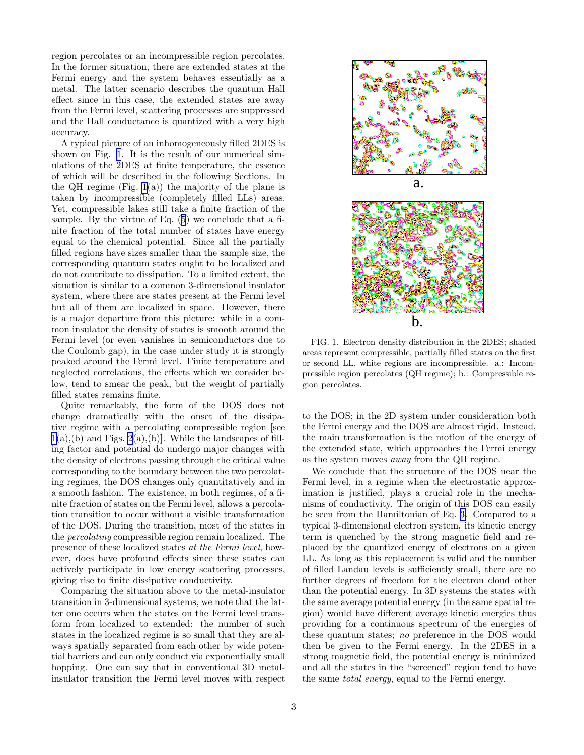region percolates or an incompressible region percolates. In the former situation, there are extended states at the Fermi energy and the system behaves essentially as a metal. The latter scenario describes the quantum Hall effect since in this case, the extended states are away from the Fermi level, scattering processes are suppressed and the Hall conductance is quantized with a very high accuracy.

A typical picture of an inhomogeneously filled 2DES is shown on Fig. 1. It is the result of our numerical simulations of the 2DES at finite temperature, the essence of which will be described in the following Sections. In the QH regime (Fig. 1(a)) the majority of the plane is taken by incompressible (completely filled LLs) areas. Yet, compressible lakes still take a finite fraction of the sample. By the virtue of Eq. (5) we conclude that a finite fraction of the total number of states have energy equal to the chemical potential. Since all the partially filled regions have sizes smaller than the sample size, the corresponding quantum states ought to be localized and do not contribute to dissipation. To a limited extent, the situation is similar to a common 3-dimensional insulator system, where there are states present at the Fermi level but all of them are localized in space. However, there is a major departure from this picture: while in a common insulator the density of states is smooth around the Fermi level (or even vanishes in semiconductors due to the Coulomb gap), in the case under study it is strongly peaked around the Fermi level. Finite temperature and neglected correlations, the effects which we consider below, tend to smear the peak, but the weight of partially filled states remains finite.

Quite remarkably, the form of the DOS does not change dramatically with the onset of the dissipative regime with a percolating compressible region [see 1(a),(b) and Figs. 2(a),(b)]. While the landscapes of filling factor and potential do undergo major changes with the density of electrons passing through the critical value corresponding to the boundary between the two percolating regimes, the DOS changes only quantitatively and in a smooth fashion. The existence, in both regimes, of a finite fraction of states on the Fermi level, allows a percolation transition to occur without a visible transformation of the DOS. During the transition, most of the states in the *percolating* compressible region remain localized. The presence of these localized states *at the Fermi level*, however, does have profound effects since these states can actively participate in low energy scattering processes, giving rise to finite dissipative conductivity.

Comparing the situation above to the metal-insulator transition in 3-dimensional systems, we note that the latter one occurs when the states on the Fermi level transform from localized to extended: the number of such states in the localized regime is so small that they are always spatially separated from each other by wide potential barriers and can only conduct via exponentially small hopping. One can say that in conventional 3D metal-insulator transition the Fermi level moves with respect to the DOS; in the 2D system under consideration both the Fermi energy and the DOS are almost rigid. Instead, the main transformation is the motion of the energy of the extended state, which approaches the Fermi energy as the system moves *away* from the QH regime.

FIG. 1. Electron density distribution in the 2DES; shaded areas represent compressible, partially filled states on the first or second LL, white regions are incompressible. a.: Incompressible region percolates (QH regime); b.: Compressible region percolates.

We conclude that the structure of the DOS near the Fermi level, in a regime when the electrostatic approximation is justified, plays a crucial role in the mechanisms of conductivity. The origin of this DOS can easily be seen from the Hamiltonian of Eq. 3. Compared to a typical 3-dimensional electron system, its kinetic energy term is quenched by the strong magnetic field and replaced by the quantized energy of electrons on a given LL. As long as this replacement is valid and the number of filled Landau levels is sufficiently small, there are no further degrees of freedom for the electron cloud other than the potential energy. In 3D systems the states with the same average potential energy (in the same spatial region) would have different average kinetic energies thus providing for a continuous spectrum of the energies of these quantum states; *no* preference in the DOS would then be given to the Fermi energy. In the 2DES in a strong magnetic field, the potential energy is minimized and all the states in the "screened" region tend to have the same *total energy*, equal to the Fermi energy.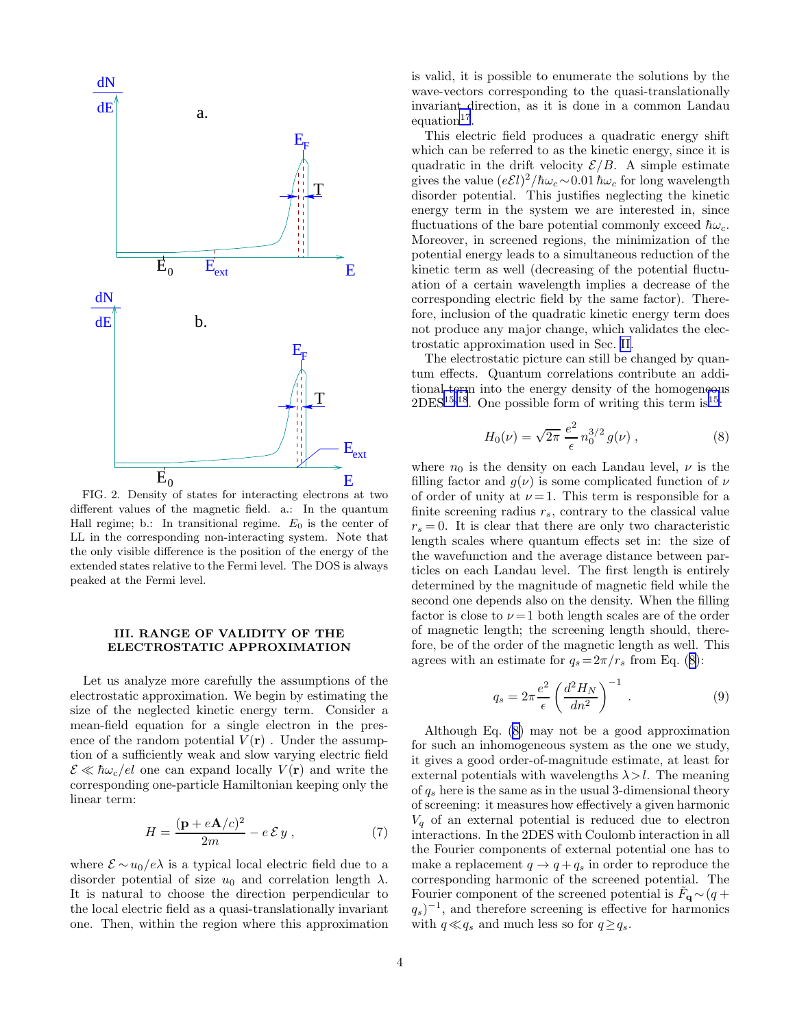FIG. 2. Density of states for interacting electrons at two different values of the magnetic field. a.: In the quantum Hall regime; b.: In transitional regime. $E_0$ is the center of LL in the corresponding non-interacting system. Note that the only visible difference is the position of the energy of the extended states relative to the Fermi level. The DOS is always peaked at the Fermi level.

## III. RANGE OF VALIDITY OF THE ELECTROSTATIC APPROXIMATION

Let us analyze more carefully the assumptions of the electrostatic approximation. We begin by estimating the size of the neglected kinetic energy term. Consider a mean-field equation for a single electron in the presence of the random potential $V(\mathbf{r})$ . Under the assumption of a sufficiently weak and slow varying electric field $\mathcal{E} \ll \hbar\omega_c/el$ one can expand locally $V(\mathbf{r})$ and write the corresponding one-particle Hamiltonian keeping only the linear term:

$$H = \frac{(\mathbf{p} + e\mathbf{A}/c)^2}{2m} - e\,\mathcal{E}\,y\;, \tag{7}$$

where $\mathcal{E} \sim u_0/e\lambda$ is a typical local electric field due to a disorder potential of size $u_0$ and correlation length $\lambda$. It is natural to choose the direction perpendicular to the local electric field as a quasi-translationally invariant one. Then, within the region where this approximation is valid, it is possible to enumerate the solutions by the wave-vectors corresponding to the quasi-translationally invariant direction, as it is done in a common Landau equation[17].

This electric field produces a quadratic energy shift which can be referred to as the kinetic energy, since it is quadratic in the drift velocity $\mathcal{E}/B$. A simple estimate gives the value $(e\mathcal{E}l)^2/\hbar\omega_c \sim 0.01\,\hbar\omega_c$ for long wavelength disorder potential. This justifies neglecting the kinetic energy term in the system we are interested in, since fluctuations of the bare potential commonly exceed $\hbar\omega_c$. Moreover, in screened regions, the minimization of the potential energy leads to a simultaneous reduction of the kinetic term as well (decreasing of the potential fluctuation of a certain wavelength implies a decrease of the corresponding electric field by the same factor). Therefore, inclusion of the quadratic kinetic energy term does not produce any major change, which validates the electrostatic approximation used in Sec. II.

The electrostatic picture can still be changed by quantum effects. Quantum correlations contribute an additional term into the energy density of the homogeneous 2DES[15,18]. One possible form of writing this term is[15]:

$$H_0(\nu) = \sqrt{2\pi}\,\frac{e^2}{\epsilon}\,n_0^{3/2}\,g(\nu)\;, \tag{8}$$

where $n_0$ is the density on each Landau level, $\nu$ is the filling factor and $g(\nu)$ is some complicated function of $\nu$ of order of unity at $\nu = 1$. This term is responsible for a finite screening radius $r_s$, contrary to the classical value $r_s = 0$. It is clear that there are only two characteristic length scales where quantum effects set in: the size of the wavefunction and the average distance between particles on each Landau level. The first length is entirely determined by the magnitude of magnetic field while the second one depends also on the density. When the filling factor is close to $\nu = 1$ both length scales are of the order of magnetic length; the screening length should, therefore, be of the order of the magnetic length as well. This agrees with an estimate for $q_s = 2\pi/r_s$ from Eq. (8):

$$q_s = 2\pi\frac{e^2}{\epsilon}\left(\frac{d^2 H_N}{dn^2}\right)^{-1}\;. \tag{9}$$

Although Eq. (8) may not be a good approximation for such an inhomogeneous system as the one we study, it gives a good order-of-magnitude estimate, at least for external potentials with wavelengths $\lambda > l$. The meaning of $q_s$ here is the same as in the usual 3-dimensional theory of screening: it measures how effectively a given harmonic $V_q$ of an external potential is reduced due to electron interactions. In the 2DES with Coulomb interaction in all the Fourier components of external potential one has to make a replacement $q \to q + q_s$ in order to reproduce the corresponding harmonic of the screened potential. The Fourier component of the screened potential is $\tilde{F}_{\mathbf{q}} \sim (q + q_s)^{-1}$, and therefore screening is effective for harmonics with $q \ll q_s$ and much less so for $q \geq q_s$.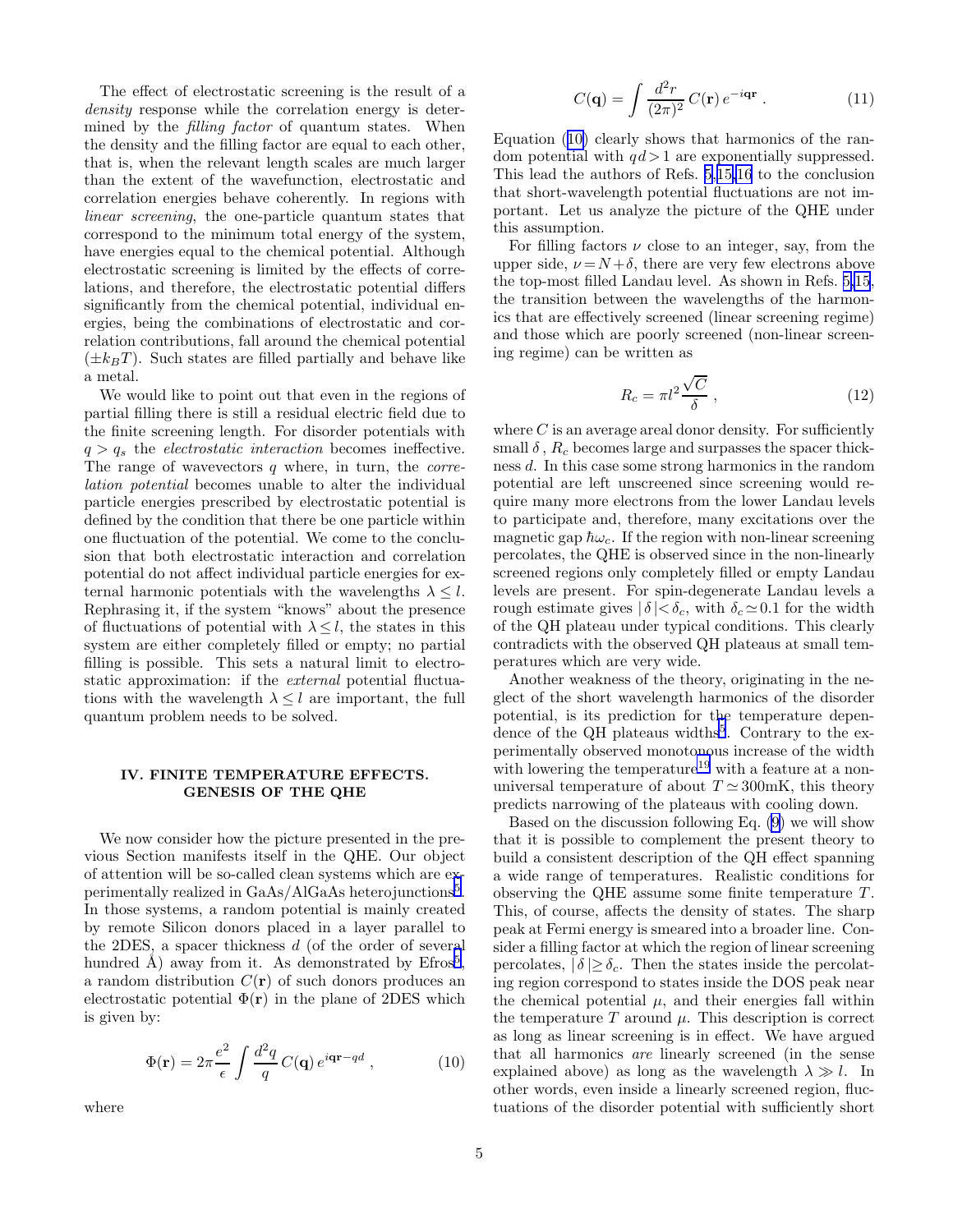The effect of electrostatic screening is the result of a *density* response while the correlation energy is determined by the *filling factor* of quantum states. When the density and the filling factor are equal to each other, that is, when the relevant length scales are much larger than the extent of the wavefunction, electrostatic and correlation energies behave coherently. In regions with *linear screening*, the one-particle quantum states that correspond to the minimum total energy of the system, have energies equal to the chemical potential. Although electrostatic screening is limited by the effects of correlations, and therefore, the electrostatic potential differs significantly from the chemical potential, individual energies, being the combinations of electrostatic and correlation contributions, fall around the chemical potential ($\pm k_B T$). Such states are filled partially and behave like a metal.

We would like to point out that even in the regions of partial filling there is still a residual electric field due to the finite screening length. For disorder potentials with $q > q_s$ the *electrostatic interaction* becomes ineffective. The range of wavevectors $q$ where, in turn, the *correlation potential* becomes unable to alter the individual particle energies prescribed by electrostatic potential is defined by the condition that there be one particle within one fluctuation of the potential. We come to the conclusion that both electrostatic interaction and correlation potential do not affect individual particle energies for external harmonic potentials with the wavelengths $\lambda \leq l$. Rephrasing it, if the system "knows" about the presence of fluctuations of potential with $\lambda \leq l$, the states in this system are either completely filled or empty; no partial filling is possible. This sets a natural limit to electrostatic approximation: if the *external* potential fluctuations with the wavelength $\lambda \leq l$ are important, the full quantum problem needs to be solved.

## IV. FINITE TEMPERATURE EFFECTS. GENESIS OF THE QHE

We now consider how the picture presented in the previous Section manifests itself in the QHE. Our object of attention will be so-called clean systems which are experimentally realized in GaAs/AlGaAs heterojunctions[5]. In those systems, a random potential is mainly created by remote Silicon donors placed in a layer parallel to the 2DES, a spacer thickness $d$ (of the order of several hundred Å) away from it. As demonstrated by Efros[5], a random distribution $C(\mathbf{r})$ of such donors produces an electrostatic potential $\Phi(\mathbf{r})$ in the plane of 2DES which is given by:

$$\Phi(\mathbf{r}) = 2\pi \frac{e^2}{\epsilon} \int \frac{d^2q}{q}\, C(\mathbf{q})\, e^{i\mathbf{q}\mathbf{r} - qd} \,, \tag{10}$$

where

$$C(\mathbf{q}) = \int \frac{d^2r}{(2\pi)^2}\, C(\mathbf{r})\, e^{-i\mathbf{q}\mathbf{r}} \,. \tag{11}$$

Equation (10) clearly shows that harmonics of the random potential with $qd > 1$ are exponentially suppressed. This lead the authors of Refs. 5,15,16 to the conclusion that short-wavelength potential fluctuations are not important. Let us analyze the picture of the QHE under this assumption.

For filling factors $\nu$ close to an integer, say, from the upper side, $\nu = N + \delta$, there are very few electrons above the top-most filled Landau level. As shown in Refs. 5,15, the transition between the wavelengths of the harmonics that are effectively screened (linear screening regime) and those which are poorly screened (non-linear screening regime) can be written as

$$R_c = \pi l^2 \frac{\sqrt{C}}{\delta} \,, \tag{12}$$

where $C$ is an average areal donor density. For sufficiently small $\delta$, $R_c$ becomes large and surpasses the spacer thickness $d$. In this case some strong harmonics in the random potential are left unscreened since screening would require many more electrons from the lower Landau levels to participate and, therefore, many excitations over the magnetic gap $\hbar\omega_c$. If the region with non-linear screening percolates, the QHE is observed since in the non-linearly screened regions only completely filled or empty Landau levels are present. For spin-degenerate Landau levels a rough estimate gives $|\delta| < \delta_c$, with $\delta_c \simeq 0.1$ for the width of the QH plateau under typical conditions. This clearly contradicts with the observed QH plateaus at small temperatures which are very wide.

Another weakness of the theory, originating in the neglect of the short wavelength harmonics of the disorder potential, is its prediction for the temperature dependence of the QH plateaus widths[5]. Contrary to the experimentally observed monotonous increase of the width with lowering the temperature[19] with a feature at a non-universal temperature of about $T \simeq 300$mK, this theory predicts narrowing of the plateaus with cooling down.

Based on the discussion following Eq. (9) we will show that it is possible to complement the present theory to build a consistent description of the QH effect spanning a wide range of temperatures. Realistic conditions for observing the QHE assume some finite temperature $T$. This, of course, affects the density of states. The sharp peak at Fermi energy is smeared into a broader line. Consider a filling factor at which the region of linear screening percolates, $|\delta| \geq \delta_c$. Then the states inside the percolating region correspond to states inside the DOS peak near the chemical potential $\mu$, and their energies fall within the temperature $T$ around $\mu$. This description is correct as long as linear screening is in effect. We have argued that all harmonics *are* linearly screened (in the sense explained above) as long as the wavelength $\lambda \gg l$. In other words, even inside a linearly screened region, fluctuations of the disorder potential with sufficiently short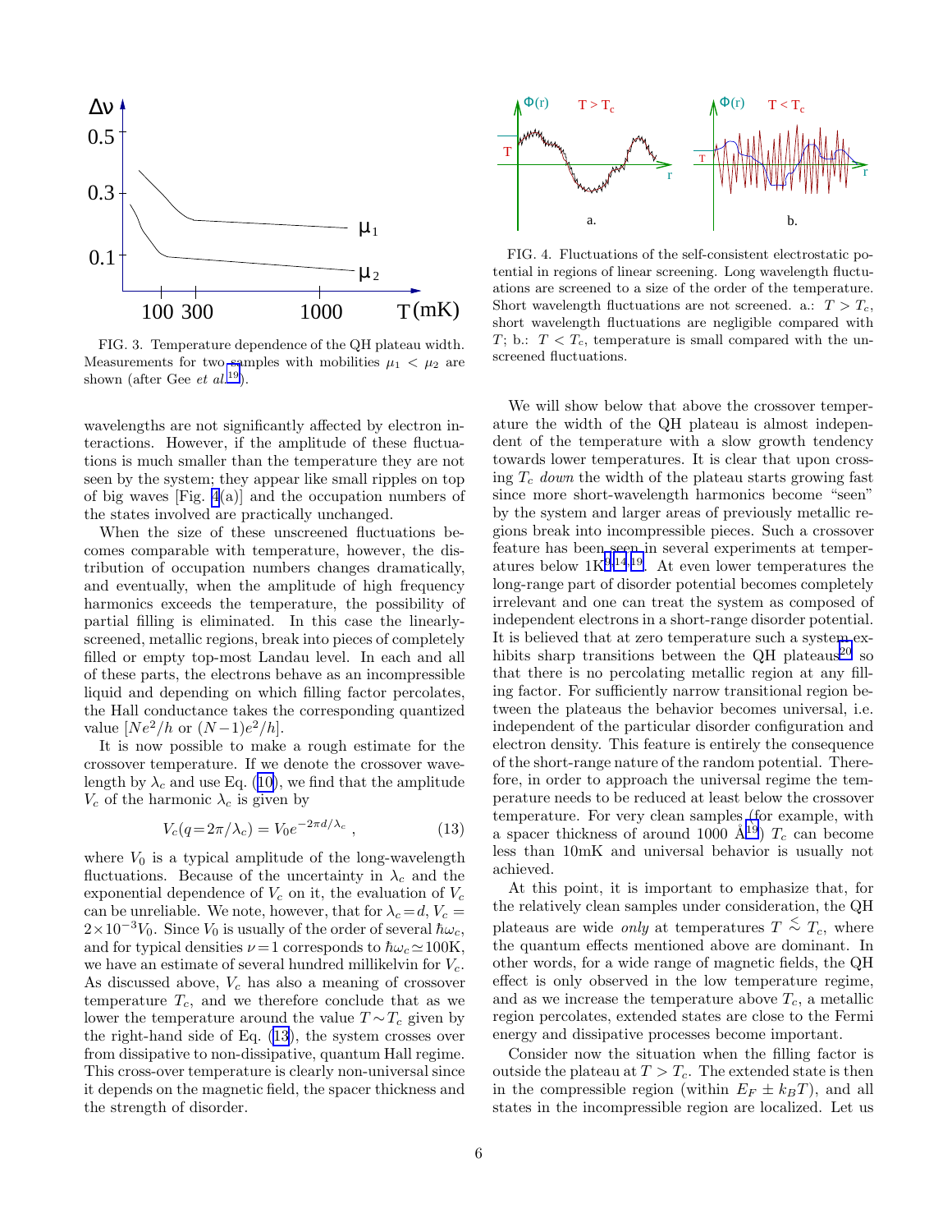FIG. 3. Temperature dependence of the QH plateau width. Measurements for two samples with mobilities $\mu_1 < \mu_2$ are shown (after Gee *et al.*[19]).

FIG. 4. Fluctuations of the self-consistent electrostatic potential in regions of linear screening. Long wavelength fluctuations are screened to a size of the order of the temperature. Short wavelength fluctuations are not screened. a.: $T > T_c$, short wavelength fluctuations are negligible compared with $T$; b.: $T < T_c$, temperature is small compared with the unscreened fluctuations.

wavelengths are not significantly affected by electron interactions. However, if the amplitude of these fluctuations is much smaller than the temperature they are not seen by the system; they appear like small ripples on top of big waves [Fig. 4(a)] and the occupation numbers of the states involved are practically unchanged.

When the size of these unscreened fluctuations becomes comparable with temperature, however, the distribution of occupation numbers changes dramatically, and eventually, when the amplitude of high frequency harmonics exceeds the temperature, the possibility of partial filling is eliminated. In this case the linearly-screened, metallic regions, break into pieces of completely filled or empty top-most Landau level. In each and all of these parts, the electrons behave as an incompressible liquid and depending on which filling factor percolates, the Hall conductance takes the corresponding quantized value [$Ne^2/h$ or $(N-1)e^2/h$].

It is now possible to make a rough estimate for the crossover temperature. If we denote the crossover wavelength by $\lambda_c$ and use Eq. (10), we find that the amplitude $V_c$ of the harmonic $\lambda_c$ is given by

$$V_c(q{=}2\pi/\lambda_c) = V_0 e^{-2\pi d/\lambda_c} \;, \tag{13}$$

where $V_0$ is a typical amplitude of the long-wavelength fluctuations. Because of the uncertainty in $\lambda_c$ and the exponential dependence of $V_c$ on it, the evaluation of $V_c$ can be unreliable. We note, however, that for $\lambda_c{=}d$, $V_c = 2{\times}10^{-3}V_0$. Since $V_0$ is usually of the order of several $\hbar\omega_c$, and for typical densities $\nu{=}1$ corresponds to $\hbar\omega_c{\simeq}100$K, we have an estimate of several hundred millikelvin for $V_c$. As discussed above, $V_c$ has also a meaning of crossover temperature $T_c$, and we therefore conclude that as we lower the temperature around the value $T{\sim}T_c$ given by the right-hand side of Eq. (13), the system crosses over from dissipative to non-dissipative, quantum Hall regime. This cross-over temperature is clearly non-universal since it depends on the magnetic field, the spacer thickness and the strength of disorder.

We will show below that above the crossover temperature the width of the QH plateau is almost independent of the temperature with a slow growth tendency towards lower temperatures. It is clear that upon crossing $T_c$ *down* the width of the plateau starts growing fast since more short-wavelength harmonics become "seen" by the system and larger areas of previously metallic regions break into incompressible pieces. Such a crossover feature has been seen in several experiments at temperatures below 1K[9,14,19]. At even lower temperatures the long-range part of disorder potential becomes completely irrelevant and one can treat the system as composed of independent electrons in a short-range disorder potential. It is believed that at zero temperature such a system exhibits sharp transitions between the QH plateaus[20] so that there is no percolating metallic region at any filling factor. For sufficiently narrow transitional region between the plateaus the behavior becomes universal, i.e. independent of the particular disorder configuration and electron density. This feature is entirely the consequence of the short-range nature of the random potential. Therefore, in order to approach the universal regime the temperature needs to be reduced at least below the crossover temperature. For very clean samples (for example, with a spacer thickness of around 1000 Å[19]) $T_c$ can become less than 10mK and universal behavior is usually not achieved.

At this point, it is important to emphasize that, for the relatively clean samples under consideration, the QH plateaus are wide *only* at temperatures $T \lesssim T_c$, where the quantum effects mentioned above are dominant. In other words, for a wide range of magnetic fields, the QH effect is only observed in the low temperature regime, and as we increase the temperature above $T_c$, a metallic region percolates, extended states are close to the Fermi energy and dissipative processes become important.

Consider now the situation when the filling factor is outside the plateau at $T > T_c$. The extended state is then in the compressible region (within $E_F \pm k_B T$), and all states in the incompressible region are localized. Let us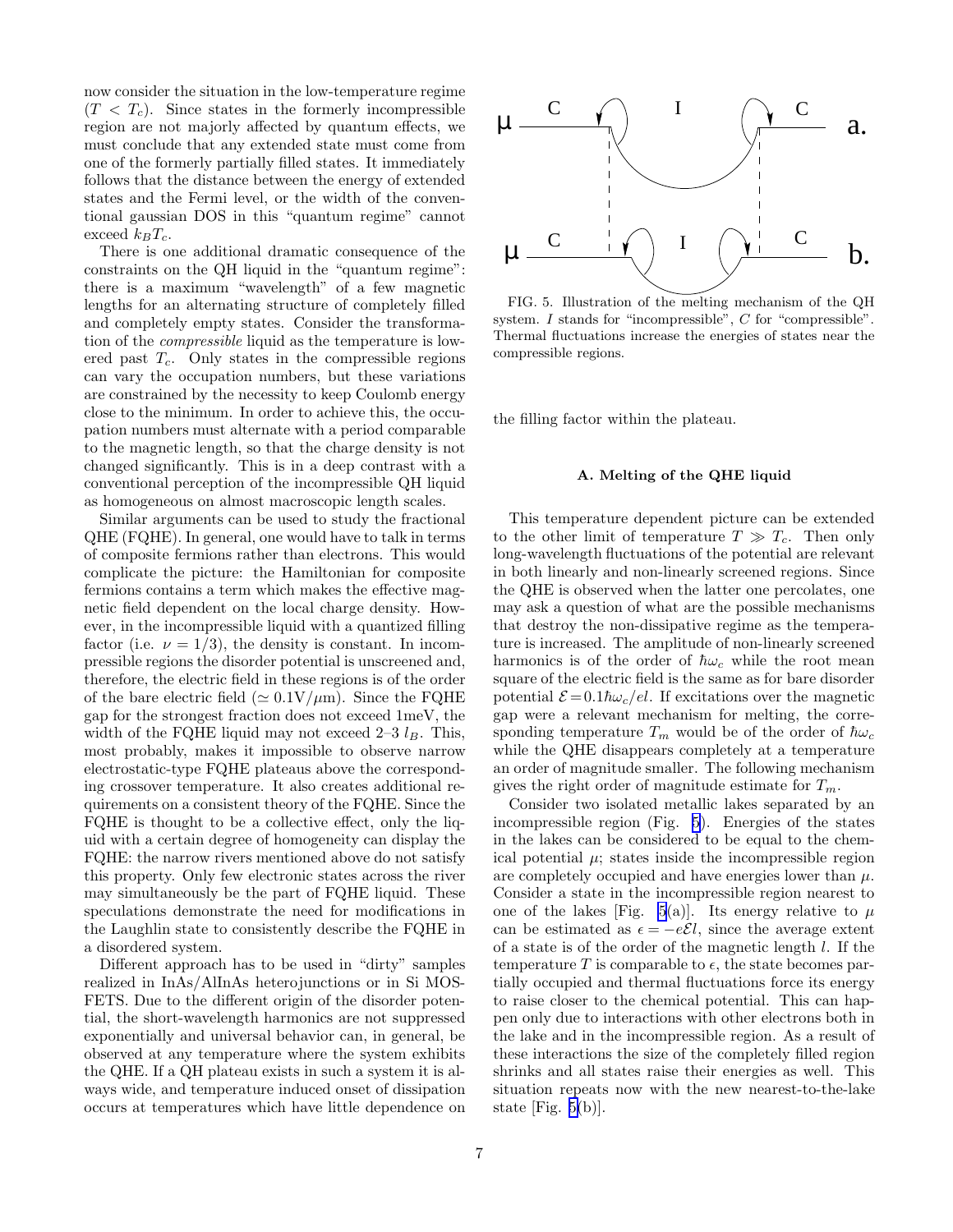now consider the situation in the low-temperature regime ($T < T_c$). Since states in the formerly incompressible region are not majorly affected by quantum effects, we must conclude that any extended state must come from one of the formerly partially filled states. It immediately follows that the distance between the energy of extended states and the Fermi level, or the width of the conventional gaussian DOS in this "quantum regime" cannot exceed $k_B T_c$.

There is one additional dramatic consequence of the constraints on the QH liquid in the "quantum regime": there is a maximum "wavelength" of a few magnetic lengths for an alternating structure of completely filled and completely empty states. Consider the transformation of the *compressible* liquid as the temperature is lowered past $T_c$. Only states in the compressible regions can vary the occupation numbers, but these variations are constrained by the necessity to keep Coulomb energy close to the minimum. In order to achieve this, the occupation numbers must alternate with a period comparable to the magnetic length, so that the charge density is not changed significantly. This is in a deep contrast with a conventional perception of the incompressible QH liquid as homogeneous on almost macroscopic length scales.

Similar arguments can be used to study the fractional QHE (FQHE). In general, one would have to talk in terms of composite fermions rather than electrons. This would complicate the picture: the Hamiltonian for composite fermions contains a term which makes the effective magnetic field dependent on the local charge density. However, in the incompressible liquid with a quantized filling factor (i.e. $\nu = 1/3$), the density is constant. In incompressible regions the disorder potential is unscreened and, therefore, the electric field in these regions is of the order of the bare electric field ($\simeq 0.1\text{V}/\mu\text{m}$). Since the FQHE gap for the strongest fraction does not exceed 1meV, the width of the FQHE liquid may not exceed 2–3 $l_B$. This, most probably, makes it impossible to observe narrow electrostatic-type FQHE plateaus above the corresponding crossover temperature. It also creates additional requirements on a consistent theory of the FQHE. Since the FQHE is thought to be a collective effect, only the liquid with a certain degree of homogeneity can display the FQHE: the narrow rivers mentioned above do not satisfy this property. Only few electronic states across the river may simultaneously be the part of FQHE liquid. These speculations demonstrate the need for modifications in the Laughlin state to consistently describe the FQHE in a disordered system.

Different approach has to be used in "dirty" samples realized in InAs/AlInAs heterojunctions or in Si MOSFETS. Due to the different origin of the disorder potential, the short-wavelength harmonics are not suppressed exponentially and universal behavior can, in general, be observed at any temperature where the system exhibits the QHE. If a QH plateau exists in such a system it is always wide, and temperature induced onset of dissipation occurs at temperatures which have little dependence on the filling factor within the plateau.

FIG. 5. Illustration of the melting mechanism of the QH system. $I$ stands for "incompressible", $C$ for "compressible". Thermal fluctuations increase the energies of states near the compressible regions.

### A. Melting of the QHE liquid

This temperature dependent picture can be extended to the other limit of temperature $T \gg T_c$. Then only long-wavelength fluctuations of the potential are relevant in both linearly and non-linearly screened regions. Since the QHE is observed when the latter one percolates, one may ask a question of what are the possible mechanisms that destroy the non-dissipative regime as the temperature is increased. The amplitude of non-linearly screened harmonics is of the order of $\hbar\omega_c$ while the root mean square of the electric field is the same as for bare disorder potential $\mathcal{E} = 0.1\hbar\omega_c/el$. If excitations over the magnetic gap were a relevant mechanism for melting, the corresponding temperature $T_m$ would be of the order of $\hbar\omega_c$ while the QHE disappears completely at a temperature an order of magnitude smaller. The following mechanism gives the right order of magnitude estimate for $T_m$.

Consider two isolated metallic lakes separated by an incompressible region (Fig. 5). Energies of the states in the lakes can be considered to be equal to the chemical potential $\mu$; states inside the incompressible region are completely occupied and have energies lower than $\mu$. Consider a state in the incompressible region nearest to one of the lakes [Fig. 5(a)]. Its energy relative to $\mu$ can be estimated as $\epsilon = -e\mathcal{E}l$, since the average extent of a state is of the order of the magnetic length $l$. If the temperature $T$ is comparable to $\epsilon$, the state becomes partially occupied and thermal fluctuations force its energy to raise closer to the chemical potential. This can happen only due to interactions with other electrons both in the lake and in the incompressible region. As a result of these interactions the size of the completely filled region shrinks and all states raise their energies as well. This situation repeats now with the new nearest-to-the-lake state [Fig. 5(b)].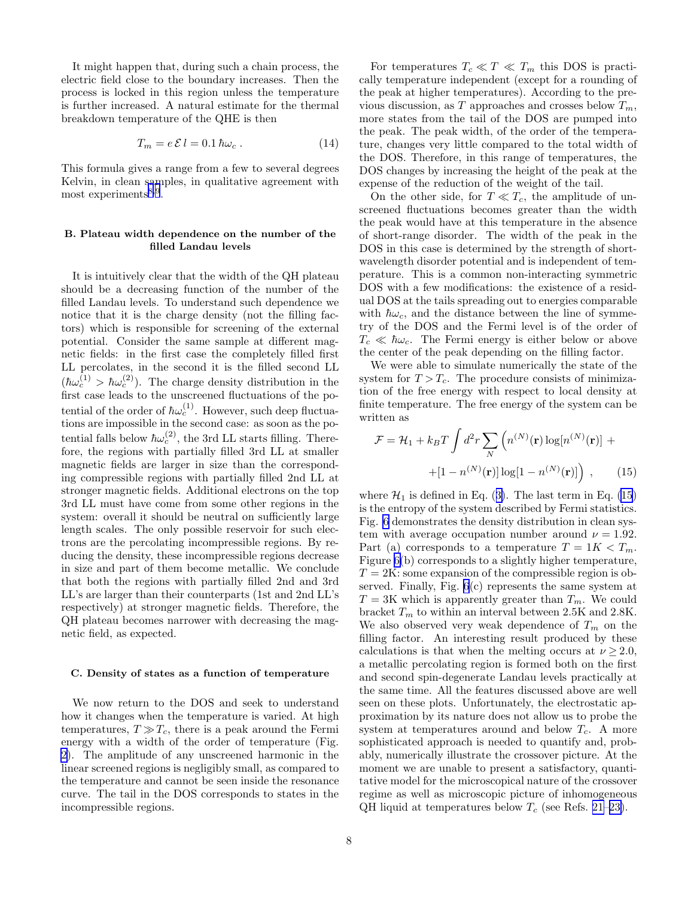It might happen that, during such a chain process, the electric field close to the boundary increases. Then the process is locked in this region unless the temperature is further increased. A natural estimate for the thermal breakdown temperature of the QHE is then

$$T_m = e\,\mathcal{E}\,l = 0.1\,\hbar\omega_c\,. \tag{14}$$

This formula gives a range from a few to several degrees Kelvin, in clean samples, in qualitative agreement with most experiments[8,9].

### B. Plateau width dependence on the number of the filled Landau levels

It is intuitively clear that the width of the QH plateau should be a decreasing function of the number of the filled Landau levels. To understand such dependence we notice that it is the charge density (not the filling factors) which is responsible for screening of the external potential. Consider the same sample at different magnetic fields: in the first case the completely filled first LL percolates, in the second it is the filled second LL ($\hbar\omega_c^{(1)} > \hbar\omega_c^{(2)}$). The charge density distribution in the first case leads to the unscreened fluctuations of the potential of the order of $\hbar\omega_c^{(1)}$. However, such deep fluctuations are impossible in the second case: as soon as the potential falls below $\hbar\omega_c^{(2)}$, the 3rd LL starts filling. Therefore, the regions with partially filled 3rd LL at smaller magnetic fields are larger in size than the corresponding compressible regions with partially filled 2nd LL at stronger magnetic fields. Additional electrons on the top 3rd LL must have come from some other regions in the system: overall it should be neutral on sufficiently large length scales. The only possible reservoir for such electrons are the percolating incompressible regions. By reducing the density, these incompressible regions decrease in size and part of them become metallic. We conclude that both the regions with partially filled 2nd and 3rd LL's are larger than their counterparts (1st and 2nd LL's respectively) at stronger magnetic fields. Therefore, the QH plateau becomes narrower with decreasing the magnetic field, as expected.

### C. Density of states as a function of temperature

We now return to the DOS and seek to understand how it changes when the temperature is varied. At high temperatures, $T \gg T_c$, there is a peak around the Fermi energy with a width of the order of temperature (Fig. 2). The amplitude of any unscreened harmonic in the linear screened regions is negligibly small, as compared to the temperature and cannot be seen inside the resonance curve. The tail in the DOS corresponds to states in the incompressible regions.

For temperatures $T_c \ll T \ll T_m$ this DOS is practically temperature independent (except for a rounding of the peak at higher temperatures). According to the previous discussion, as $T$ approaches and crosses below $T_m$, more states from the tail of the DOS are pumped into the peak. The peak width, of the order of the temperature, changes very little compared to the total width of the DOS. Therefore, in this range of temperatures, the DOS changes by increasing the height of the peak at the expense of the reduction of the weight of the tail.

On the other side, for $T \ll T_c$, the amplitude of unscreened fluctuations becomes greater than the width the peak would have at this temperature in the absence of short-range disorder. The width of the peak in the DOS in this case is determined by the strength of short-wavelength disorder potential and is independent of temperature. This is a common non-interacting symmetric DOS with a few modifications: the existence of a residual DOS at the tails spreading out to energies comparable with $\hbar\omega_c$, and the distance between the line of symmetry of the DOS and the Fermi level is of the order of $T_c \ll \hbar\omega_c$. The Fermi energy is either below or above the center of the peak depending on the filling factor.

We were able to simulate numerically the state of the system for $T > T_c$. The procedure consists of minimization of the free energy with respect to local density at finite temperature. The free energy of the system can be written as

$$\mathcal{F} = \mathcal{H}_1 + k_B T \int d^2r \sum_N \Big( n^{(N)}(\mathbf{r}) \log[n^{(N)}(\mathbf{r})] + \\ + [1 - n^{(N)}(\mathbf{r})] \log[1 - n^{(N)}(\mathbf{r})] \Big)\;, \tag{15}$$

where $\mathcal{H}_1$ is defined in Eq. (3). The last term in Eq. (15) is the entropy of the system described by Fermi statistics. Fig. 6 demonstrates the density distribution in clean system with average occupation number around $\nu = 1.92$. Part (a) corresponds to a temperature $T = 1\text{K} < T_m$. Figure 6(b) corresponds to a slightly higher temperature, $T = 2\text{K}$: some expansion of the compressible region is observed. Finally, Fig. 6(c) represents the same system at $T = 3\text{K}$ which is apparently greater than $T_m$. We could bracket $T_m$ to within an interval between 2.5K and 2.8K. We also observed very weak dependence of $T_m$ on the filling factor. An interesting result produced by these calculations is that when the melting occurs at $\nu \geq 2.0$, a metallic percolating region is formed both on the first and second spin-degenerate Landau levels practically at the same time. All the features discussed above are well seen on these plots. Unfortunately, the electrostatic approximation by its nature does not allow us to probe the system at temperatures around and below $T_c$. A more sophisticated approach is needed to quantify and, probably, numerically illustrate the crossover picture. At the moment we are unable to present a satisfactory, quantitative model for the microscopical nature of the crossover regime as well as microscopic picture of inhomogeneous QH liquid at temperatures below $T_c$ (see Refs. 21–23).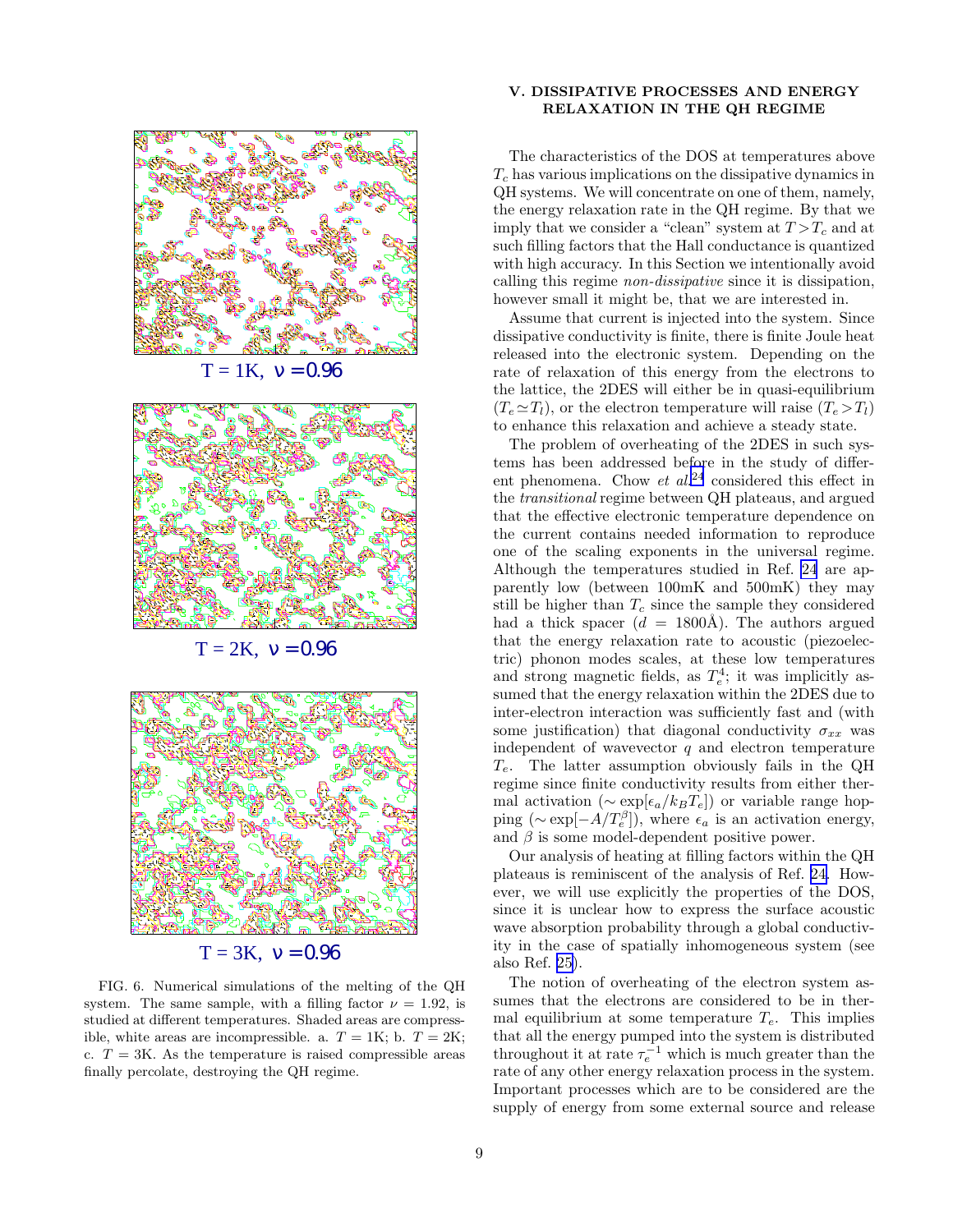T = 1K, ν =0.96

T = 2K, ν =0.96

T = 3K, ν =0.96

FIG. 6. Numerical simulations of the melting of the QH system. The same sample, with a filling factor $\nu = 1.92$, is studied at different temperatures. Shaded areas are compressible, white areas are incompressible. a. $T = 1$K; b. $T = 2$K; c. $T = 3$K. As the temperature is raised compressible areas finally percolate, destroying the QH regime.

## V. DISSIPATIVE PROCESSES AND ENERGY RELAXATION IN THE QH REGIME

The characteristics of the DOS at temperatures above $T_c$ has various implications on the dissipative dynamics in QH systems. We will concentrate on one of them, namely, the energy relaxation rate in the QH regime. By that we imply that we consider a "clean" system at $T > T_c$ and at such filling factors that the Hall conductance is quantized with high accuracy. In this Section we intentionally avoid calling this regime *non-dissipative* since it is dissipation, however small it might be, that we are interested in.

Assume that current is injected into the system. Since dissipative conductivity is finite, there is finite Joule heat released into the electronic system. Depending on the rate of relaxation of this energy from the electrons to the lattice, the 2DES will either be in quasi-equilibrium ($T_e \simeq T_l$), or the electron temperature will raise ($T_e > T_l$) to enhance this relaxation and achieve a steady state.

The problem of overheating of the 2DES in such systems has been addressed before in the study of different phenomena. Chow *et al.*[24] considered this effect in the *transitional* regime between QH plateaus, and argued that the effective electronic temperature dependence on the current contains needed information to reproduce one of the scaling exponents in the universal regime. Although the temperatures studied in Ref. [24] are apparently low (between 100mK and 500mK) they may still be higher than $T_c$ since the sample they considered had a thick spacer ($d$ = 1800Å). The authors argued that the energy relaxation rate to acoustic (piezoelectric) phonon modes scales, at these low temperatures and strong magnetic fields, as $T_e^4$; it was implicitly assumed that the energy relaxation within the 2DES due to inter-electron interaction was sufficiently fast and (with some justification) that diagonal conductivity $\sigma_{xx}$ was independent of wavevector $q$ and electron temperature $T_e$. The latter assumption obviously fails in the QH regime since finite conductivity results from either thermal activation ($\sim \exp[\epsilon_a/k_B T_e]$) or variable range hopping ($\sim \exp[-A/T_e^{\beta}]$), where $\epsilon_a$ is an activation energy, and $\beta$ is some model-dependent positive power.

Our analysis of heating at filling factors within the QH plateaus is reminiscent of the analysis of Ref. [24]. However, we will use explicitly the properties of the DOS, since it is unclear how to express the surface acoustic wave absorption probability through a global conductivity in the case of spatially inhomogeneous system (see also Ref. [25]).

The notion of overheating of the electron system assumes that the electrons are considered to be in thermal equilibrium at some temperature $T_e$. This implies that all the energy pumped into the system is distributed throughout it at rate $\tau_e^{-1}$ which is much greater than the rate of any other energy relaxation process in the system. Important processes which are to be considered are the supply of energy from some external source and release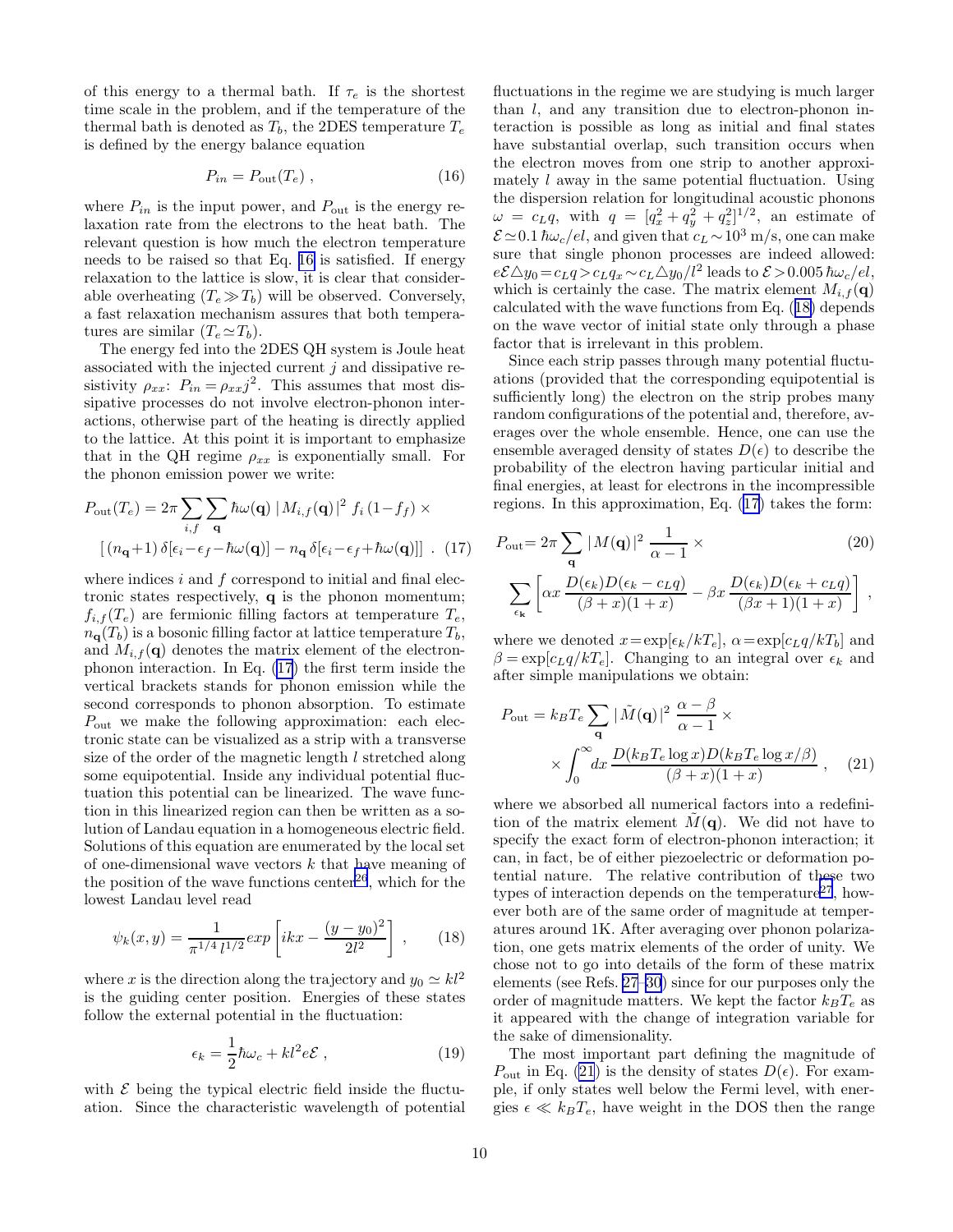of this energy to a thermal bath. If $\tau_e$ is the shortest time scale in the problem, and if the temperature of the thermal bath is denoted as $T_b$, the 2DES temperature $T_e$ is defined by the energy balance equation

$$P_{in} = P_{\rm out}(T_e) \; , \tag{16}$$

where $P_{in}$ is the input power, and $P_{\rm out}$ is the energy relaxation rate from the electrons to the heat bath. The relevant question is how much the electron temperature needs to be raised so that Eq. 16 is satisfied. If energy relaxation to the lattice is slow, it is clear that considerable overheating ($T_e \gg T_b$) will be observed. Conversely, a fast relaxation mechanism assures that both temperatures are similar ($T_e \simeq T_b$).

The energy fed into the 2DES QH system is Joule heat associated with the injected current $j$ and dissipative resistivity $\rho_{xx}$: $P_{in} = \rho_{xx} j^2$. This assumes that most dissipative processes do not involve electron-phonon interactions, otherwise part of the heating is directly applied to the lattice. At this point it is important to emphasize that in the QH regime $\rho_{xx}$ is exponentially small. For the phonon emission power we write:

$$P_{\rm out}(T_e) = 2\pi \sum_{i,f} \sum_{\mathbf{q}} \hbar\omega(\mathbf{q}) \, |M_{i,f}(\mathbf{q})|^2 \, f_i \, (1-f_f) \times \\ \left[ (n_{\mathbf{q}}+1) \, \delta[\epsilon_i - \epsilon_f - \hbar\omega(\mathbf{q})] - n_{\mathbf{q}} \, \delta[\epsilon_i - \epsilon_f + \hbar\omega(\mathbf{q})] \right] \; . \tag{17}$$

where indices $i$ and $f$ correspond to initial and final electronic states respectively, $\mathbf{q}$ is the phonon momentum; $f_{i,f}(T_e)$ are fermionic filling factors at temperature $T_e$, $n_{\mathbf{q}}(T_b)$ is a bosonic filling factor at lattice temperature $T_b$, and $M_{i,f}(\mathbf{q})$ denotes the matrix element of the electron-phonon interaction. In Eq. (17) the first term inside the vertical brackets stands for phonon emission while the second corresponds to phonon absorption. To estimate $P_{\rm out}$ we make the following approximation: each electronic state can be visualized as a strip with a transverse size of the order of the magnetic length $l$ stretched along some equipotential. Inside any individual potential fluctuation this potential can be linearized. The wave function in this linearized region can then be written as a solution of Landau equation in a homogeneous electric field. Solutions of this equation are enumerated by the local set of one-dimensional wave vectors $k$ that have meaning of the position of the wave functions center[26], which for the lowest Landau level read

$$\psi_k(x,y) = \frac{1}{\pi^{1/4} \, l^{1/2}} exp\left[ ikx - \frac{(y-y_0)^2}{2l^2} \right] \; , \tag{18}$$

where $x$ is the direction along the trajectory and $y_0 \simeq kl^2$ is the guiding center position. Energies of these states follow the external potential in the fluctuation:

$$\epsilon_k = \frac{1}{2}\hbar\omega_c + kl^2 e\mathcal{E} \; , \tag{19}$$

with $\mathcal{E}$ being the typical electric field inside the fluctuation. Since the characteristic wavelength of potential fluctuations in the regime we are studying is much larger than $l$, and any transition due to electron-phonon interaction is possible as long as initial and final states have substantial overlap, such transition occurs when the electron moves from one strip to another approximately $l$ away in the same potential fluctuation. Using the dispersion relation for longitudinal acoustic phonons $\omega = c_L q$, with $q = [q_x^2 + q_y^2 + q_z^2]^{1/2}$, an estimate of $\mathcal{E} \simeq 0.1 \, \hbar\omega_c/el$, and given that $c_L \sim 10^3$ m/s, one can make sure that single phonon processes are indeed allowed: $e\mathcal{E}\triangle y_0 = c_L q > c_L q_x \sim c_L \triangle y_0 / l^2$ leads to $\mathcal{E} > 0.005 \, \hbar\omega_c/el$, which is certainly the case. The matrix element $M_{i,f}(\mathbf{q})$ calculated with the wave functions from Eq. (18) depends on the wave vector of initial state only through a phase factor that is irrelevant in this problem.

Since each strip passes through many potential fluctuations (provided that the corresponding equipotential is sufficiently long) the electron on the strip probes many random configurations of the potential and, therefore, averages over the whole ensemble. Hence, one can use the ensemble averaged density of states $D(\epsilon)$ to describe the probability of the electron having particular initial and final energies, at least for electrons in the incompressible regions. In this approximation, Eq. (17) takes the form:

$$P_{\rm out} = 2\pi \sum_{\mathbf{q}} |M(\mathbf{q})|^2 \, \frac{1}{\alpha - 1} \times \tag{20}$$

$$\sum_{\epsilon_{\mathbf{k}}} \left[ \alpha x \, \frac{D(\epsilon_{\mathbf{k}}) D(\epsilon_{\mathbf{k}} - c_L q)}{(\beta + x)(1+x)} - \beta x \, \frac{D(\epsilon_{\mathbf{k}}) D(\epsilon_{\mathbf{k}} + c_L q)}{(\beta x + 1)(1+x)} \right] \; ,$$

where we denoted $x = \exp[\epsilon_k / kT_e]$, $\alpha = \exp[c_L q / kT_b]$ and $\beta = \exp[c_L q / kT_e]$. Changing to an integral over $\epsilon_k$ and after simple manipulations we obtain:

$$P_{\rm out} = k_B T_e \sum_{\mathbf{q}} |\tilde{M}(\mathbf{q})|^2 \, \frac{\alpha - \beta}{\alpha - 1} \times \\ \times \int_0^\infty dx \, \frac{D(k_B T_e \log x) D(k_B T_e \log x / \beta)}{(\beta + x)(1+x)} \; , \tag{21}$$

where we absorbed all numerical factors into a redefinition of the matrix element $\tilde{M}(\mathbf{q})$. We did not have to specify the exact form of electron-phonon interaction; it can, in fact, be of either piezoelectric or deformation potential nature. The relative contribution of these two types of interaction depends on the temperature[27], however both are of the same order of magnitude at temperatures around 1K. After averaging over phonon polarization, one gets matrix elements of the order of unity. We chose not to go into details of the form of these matrix elements (see Refs. 27–30) since for our purposes only the order of magnitude matters. We kept the factor $k_B T_e$ as it appeared with the change of integration variable for the sake of dimensionality.

The most important part defining the magnitude of $P_{\rm out}$ in Eq. (21) is the density of states $D(\epsilon)$. For example, if only states well below the Fermi level, with energies $\epsilon \ll k_B T_e$, have weight in the DOS then the range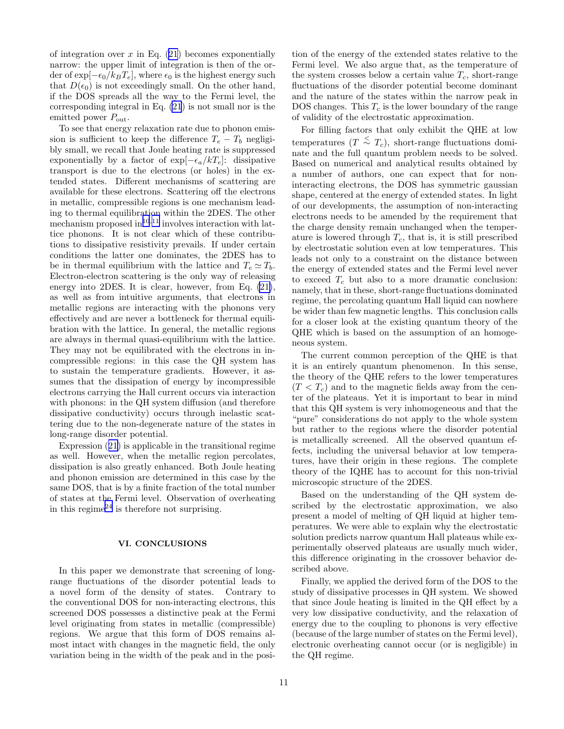of integration over $x$ in Eq. (21) becomes exponentially narrow: the upper limit of integration is then of the order of $\exp[-\epsilon_0/k_B T_e]$, where $\epsilon_0$ is the highest energy such that $D(\epsilon_0)$ is not exceedingly small. On the other hand, if the DOS spreads all the way to the Fermi level, the corresponding integral in Eq. (21) is not small nor is the emitted power $P_{\rm out}$.

To see that energy relaxation rate due to phonon emission is sufficient to keep the difference $T_e - T_b$ negligibly small, we recall that Joule heating rate is suppressed exponentially by a factor of $\exp[-\epsilon_a/kT_e]$: dissipative transport is due to the electrons (or holes) in the extended states. Different mechanisms of scattering are available for these electrons. Scattering off the electrons in metallic, compressible regions is one mechanism leading to thermal equilibration within the 2DES. The other mechanism proposed in[10,11] involves interaction with lattice phonons. It is not clear which of these contributions to dissipative resistivity prevails. If under certain conditions the latter one dominates, the 2DES has to be in thermal equilibrium with the lattice and $T_e \simeq T_b$. Electron-electron scattering is the only way of releasing energy into 2DES. It is clear, however, from Eq. (21), as well as from intuitive arguments, that electrons in metallic regions are interacting with the phonons very effectively and are never a bottleneck for thermal equilibration with the lattice. In general, the metallic regions are always in thermal quasi-equilibrium with the lattice. They may not be equilibrated with the electrons in incompressible regions: in this case the QH system has to sustain the temperature gradients. However, it assumes that the dissipation of energy by incompressible electrons carrying the Hall current occurs via interaction with phonons: in the QH system diffusion (and therefore dissipative conductivity) occurs through inelastic scattering due to the non-degenerate nature of the states in long-range disorder potential.

Expression (21) is applicable in the transitional regime as well. However, when the metallic region percolates, dissipation is also greatly enhanced. Both Joule heating and phonon emission are determined in this case by the same DOS, that is by a finite fraction of the total number of states at the Fermi level. Observation of overheating in this regime[24] is therefore not surprising.

## VI. CONCLUSIONS

In this paper we demonstrate that screening of long-range fluctuations of the disorder potential leads to a novel form of the density of states. Contrary to the conventional DOS for non-interacting electrons, this screened DOS possesses a distinctive peak at the Fermi level originating from states in metallic (compressible) regions. We argue that this form of DOS remains almost intact with changes in the magnetic field, the only variation being in the width of the peak and in the position of the energy of the extended states relative to the Fermi level. We also argue that, as the temperature of the system crosses below a certain value $T_c$, short-range fluctuations of the disorder potential become dominant and the nature of the states within the narrow peak in DOS changes. This $T_c$ is the lower boundary of the range of validity of the electrostatic approximation.

For filling factors that only exhibit the QHE at low temperatures ($T \lesssim T_c$), short-range fluctuations dominate and the full quantum problem needs to be solved. Based on numerical and analytical results obtained by a number of authors, one can expect that for non-interacting electrons, the DOS has symmetric gaussian shape, centered at the energy of extended states. In light of our developments, the assumption of non-interacting electrons needs to be amended by the requirement that the charge density remain unchanged when the temperature is lowered through $T_c$, that is, it is still prescribed by electrostatic solution even at low temperatures. This leads not only to a constraint on the distance between the energy of extended states and the Fermi level never to exceed $T_c$ but also to a more dramatic conclusion: namely, that in these, short-range fluctuations dominated regime, the percolating quantum Hall liquid can nowhere be wider than few magnetic lengths. This conclusion calls for a closer look at the existing quantum theory of the QHE which is based on the assumption of an homogeneous system.

The current common perception of the QHE is that it is an entirely quantum phenomenon. In this sense, the theory of the QHE refers to the lower temperatures ($T < T_c$) and to the magnetic fields away from the center of the plateaus. Yet it is important to bear in mind that this QH system is very inhomogeneous and that the "pure" considerations do not apply to the whole system but rather to the regions where the disorder potential is metallically screened. All the observed quantum effects, including the universal behavior at low temperatures, have their origin in these regions. The complete theory of the IQHE has to account for this non-trivial microscopic structure of the 2DES.

Based on the understanding of the QH system described by the electrostatic approximation, we also present a model of melting of QH liquid at higher temperatures. We were able to explain why the electrostatic solution predicts narrow quantum Hall plateaus while experimentally observed plateaus are usually much wider, this difference originating in the crossover behavior described above.

Finally, we applied the derived form of the DOS to the study of dissipative processes in QH system. We showed that since Joule heating is limited in the QH effect by a very low dissipative conductivity, and the relaxation of energy due to the coupling to phonons is very effective (because of the large number of states on the Fermi level), electronic overheating cannot occur (or is negligible) in the QH regime.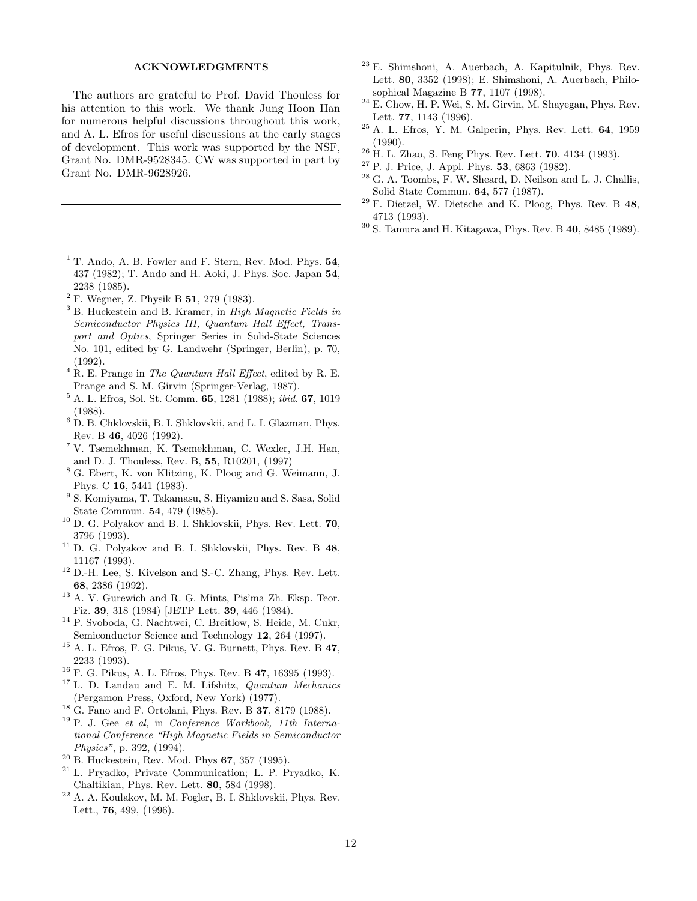## ACKNOWLEDGMENTS

The authors are grateful to Prof. David Thouless for his attention to this work. We thank Jung Hoon Han for numerous helpful discussions throughout this work, and A. L. Efros for useful discussions at the early stages of development. This work was supported by the NSF, Grant No. DMR-9528345. CW was supported in part by Grant No. DMR-9628926.

---

[1] T. Ando, A. B. Fowler and F. Stern, Rev. Mod. Phys. **54**, 437 (1982); T. Ando and H. Aoki, J. Phys. Soc. Japan **54**, 2238 (1985).

[2] F. Wegner, Z. Physik B **51**, 279 (1983).

[3] B. Huckestein and B. Kramer, in *High Magnetic Fields in Semiconductor Physics III, Quantum Hall Effect, Transport and Optics*, Springer Series in Solid-State Sciences No. 101, edited by G. Landwehr (Springer, Berlin), p. 70, (1992).

[4] R. E. Prange in *The Quantum Hall Effect*, edited by R. E. Prange and S. M. Girvin (Springer-Verlag, 1987).

[5] A. L. Efros, Sol. St. Comm. **65**, 1281 (1988); *ibid.* **67**, 1019 (1988).

[6] D. B. Chklovskii, B. I. Shklovskii, and L. I. Glazman, Phys. Rev. B **46**, 4026 (1992).

[7] V. Tsemekhman, K. Tsemekhman, C. Wexler, J.H. Han, and D. J. Thouless, Rev. B, **55**, R10201, (1997)

[8] G. Ebert, K. von Klitzing, K. Ploog and G. Weimann, J. Phys. C **16**, 5441 (1983).

[9] S. Komiyama, T. Takamasu, S. Hiyamizu and S. Sasa, Solid State Commun. **54**, 479 (1985).

[10] D. G. Polyakov and B. I. Shklovskii, Phys. Rev. Lett. **70**, 3796 (1993).

[11] D. G. Polyakov and B. I. Shklovskii, Phys. Rev. B **48**, 11167 (1993).

[12] D.-H. Lee, S. Kivelson and S.-C. Zhang, Phys. Rev. Lett. **68**, 2386 (1992).

[13] A. V. Gurewich and R. G. Mints, Pis'ma Zh. Eksp. Teor. Fiz. **39**, 318 (1984) [JETP Lett. **39**, 446 (1984).

[14] P. Svoboda, G. Nachtwei, C. Breitlow, S. Heide, M. Cukr, Semiconductor Science and Technology **12**, 264 (1997).

[15] A. L. Efros, F. G. Pikus, V. G. Burnett, Phys. Rev. B **47**, 2233 (1993).

[16] F. G. Pikus, A. L. Efros, Phys. Rev. B **47**, 16395 (1993).

[17] L. D. Landau and E. M. Lifshitz, *Quantum Mechanics* (Pergamon Press, Oxford, New York) (1977).

[18] G. Fano and F. Ortolani, Phys. Rev. B **37**, 8179 (1988).

[19] P. J. Gee *et al*, in *Conference Workbook, 11th International Conference "High Magnetic Fields in Semiconductor Physics"*, p. 392, (1994).

[20] B. Huckestein, Rev. Mod. Phys **67**, 357 (1995).

[21] L. Pryadko, Private Communication; L. P. Pryadko, K. Chaltikian, Phys. Rev. Lett. **80**, 584 (1998).

[22] A. A. Koulakov, M. M. Fogler, B. I. Shklovskii, Phys. Rev. Lett., **76**, 499, (1996).

[23] E. Shimshoni, A. Auerbach, A. Kapitulnik, Phys. Rev. Lett. **80**, 3352 (1998); E. Shimshoni, A. Auerbach, Philosophical Magazine B **77**, 1107 (1998).

[24] E. Chow, H. P. Wei, S. M. Girvin, M. Shayegan, Phys. Rev. Lett. **77**, 1143 (1996).

[25] A. L. Efros, Y. M. Galperin, Phys. Rev. Lett. **64**, 1959 (1990).

[26] H. L. Zhao, S. Feng Phys. Rev. Lett. **70**, 4134 (1993).

[27] P. J. Price, J. Appl. Phys. **53**, 6863 (1982).

[28] G. A. Toombs, F. W. Sheard, D. Neilson and L. J. Challis, Solid State Commun. **64**, 577 (1987).

[29] F. Dietzel, W. Dietsche and K. Ploog, Phys. Rev. B **48**, 4713 (1993).

[30] S. Tamura and H. Kitagawa, Phys. Rev. B **40**, 8485 (1989).